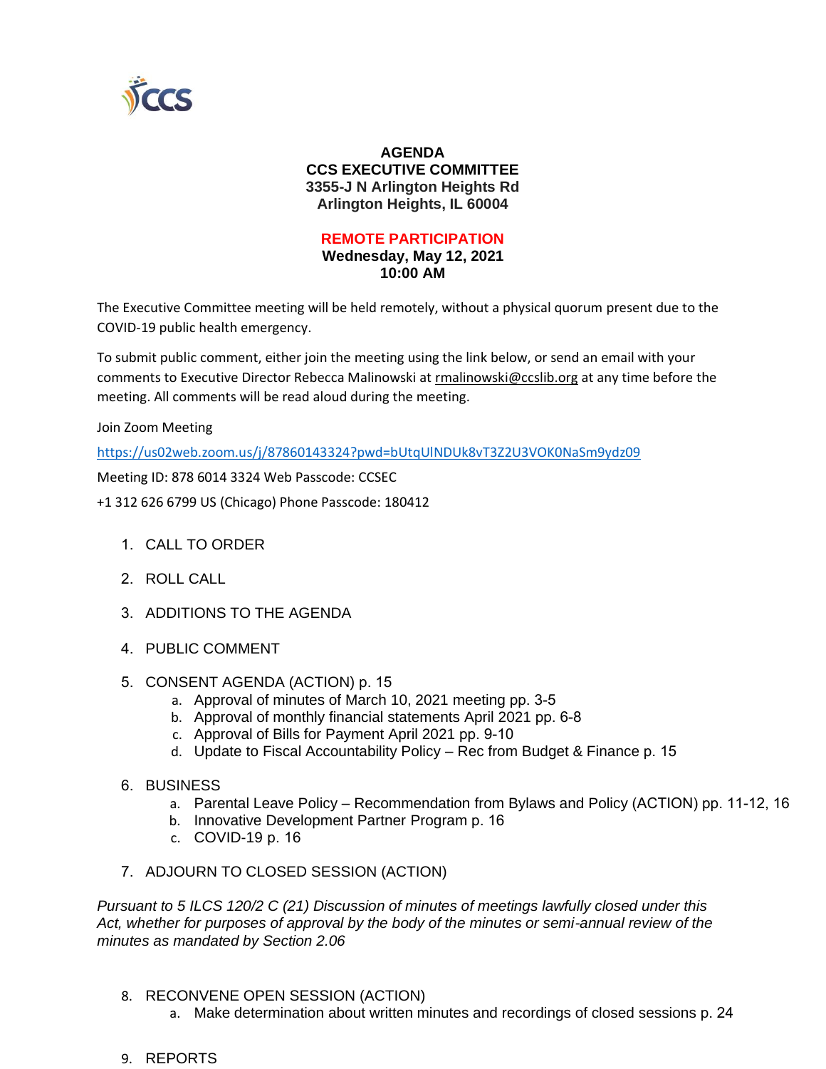**AGENDA**
**CCS EXECUTIVE COMMITTEE**
**3355-J N Arlington Heights Rd**
**Arlington Heights, IL 60004**

**REMOTE PARTICIPATION**
**Wednesday, May 12, 2021**
**10:00 AM**

The Executive Committee meeting will be held remotely, without a physical quorum present due to the COVID-19 public health emergency.

To submit public comment, either join the meeting using the link below, or send an email with your comments to Executive Director Rebecca Malinowski at rmalinowski@ccslib.org at any time before the meeting. All comments will be read aloud during the meeting.

Join Zoom Meeting

https://us02web.zoom.us/j/87860143324?pwd=bUtqUlNDUk8vT3Z2U3VOK0NaSm9ydz09

Meeting ID: 878 6014 3324 Web Passcode: CCSEC

+1 312 626 6799 US (Chicago) Phone Passcode: 180412

1. CALL TO ORDER
2. ROLL CALL
3. ADDITIONS TO THE AGENDA
4. PUBLIC COMMENT
5. CONSENT AGENDA (ACTION) p. 15
   a. Approval of minutes of March 10, 2021 meeting pp. 3-5
   b. Approval of monthly financial statements April 2021 pp. 6-8
   c. Approval of Bills for Payment April 2021 pp. 9-10
   d. Update to Fiscal Accountability Policy – Rec from Budget & Finance p. 15
6. BUSINESS
   a. Parental Leave Policy – Recommendation from Bylaws and Policy (ACTION) pp. 11-12, 16
   b. Innovative Development Partner Program p. 16
   c. COVID-19 p. 16
7. ADJOURN TO CLOSED SESSION (ACTION)

*Pursuant to 5 ILCS 120/2 C (21) Discussion of minutes of meetings lawfully closed under this Act, whether for purposes of approval by the body of the minutes or semi-annual review of the minutes as mandated by Section 2.06*

8. RECONVENE OPEN SESSION (ACTION)
   a. Make determination about written minutes and recordings of closed sessions p. 24
9. REPORTS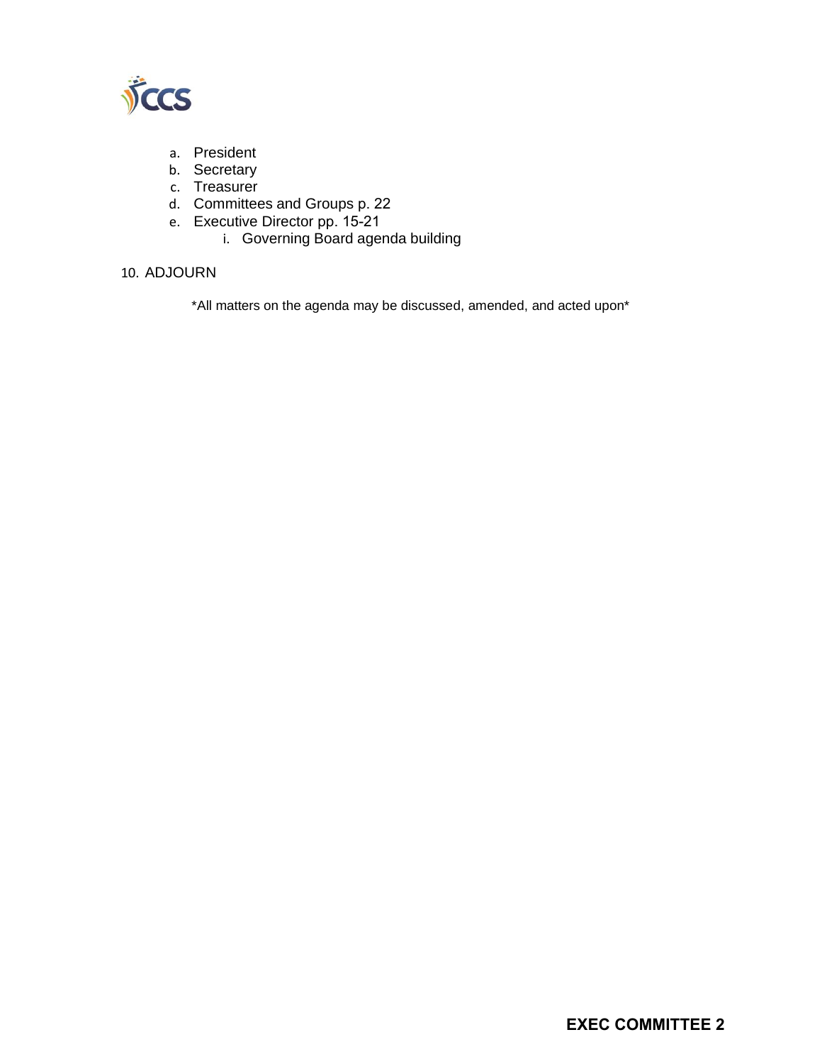a. President
b. Secretary
c. Treasurer
d. Committees and Groups p. 22
e. Executive Director pp. 15-21
    i. Governing Board agenda building

10. ADJOURN

*All matters on the agenda may be discussed, amended, and acted upon*